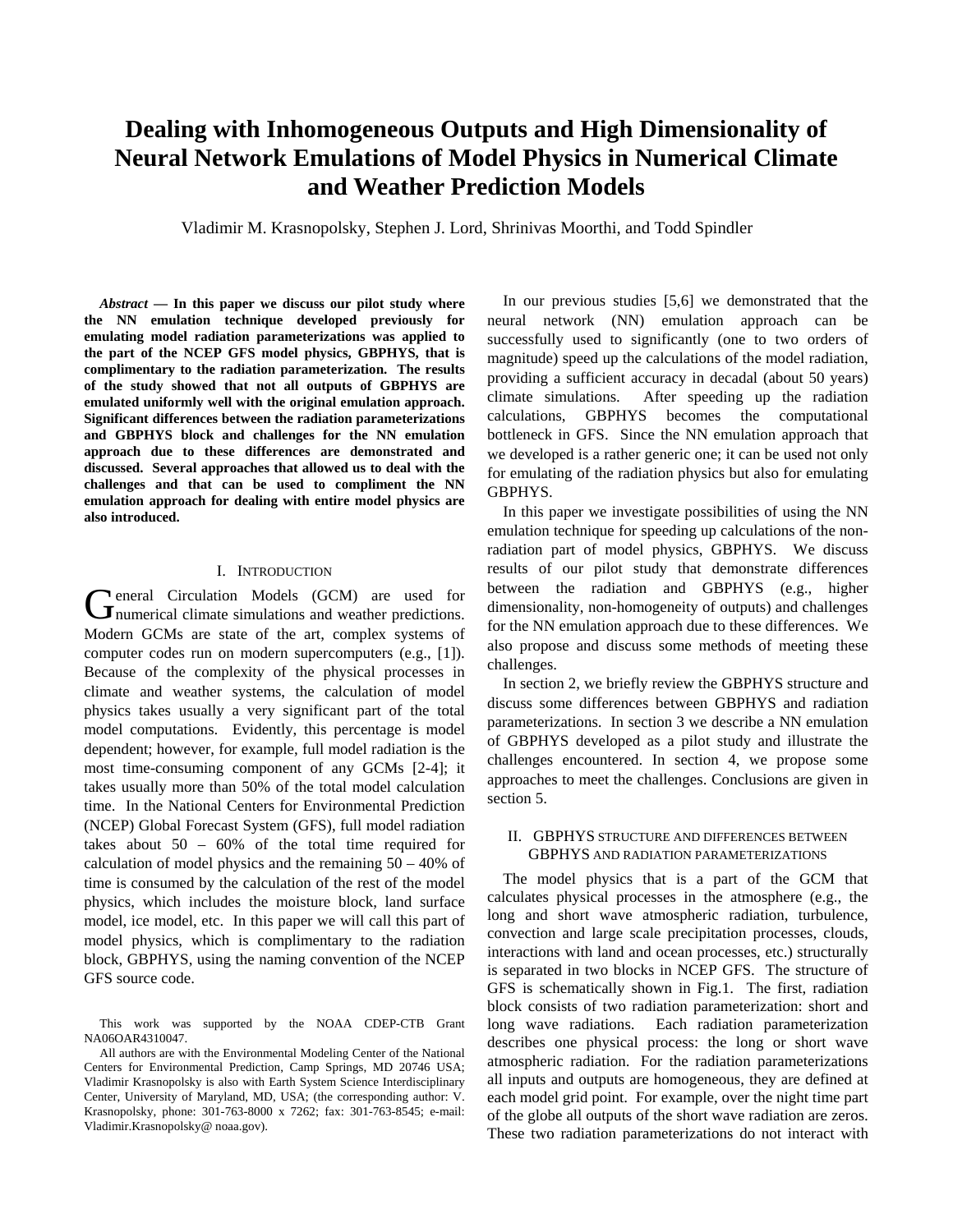# Dealing with Inhomogeneous Outputs and High Dimensionality of Neural Network Emulations of Model Physics in Numerical Climate and Weather Prediction Models

Vladimir M. Krasnopolsky, Stephen J. Lord, Shrinivas Moorthi, and Todd Spindler

***Abstract* — In this paper we discuss our pilot study where the NN emulation technique developed previously for emulating model radiation parameterizations was applied to the part of the NCEP GFS model physics, GBPHYS, that is complimentary to the radiation parameterization. The results of the study showed that not all outputs of GBPHYS are emulated uniformly well with the original emulation approach. Significant differences between the radiation parameterizations and GBPHYS block and challenges for the NN emulation approach due to these differences are demonstrated and discussed. Several approaches that allowed us to deal with the challenges and that can be used to compliment the NN emulation approach for dealing with entire model physics are also introduced.**

## I. Introduction

General Circulation Models (GCM) are used for numerical climate simulations and weather predictions. Modern GCMs are state of the art, complex systems of computer codes run on modern supercomputers (e.g., [1]). Because of the complexity of the physical processes in climate and weather systems, the calculation of model physics takes usually a very significant part of the total model computations. Evidently, this percentage is model dependent; however, for example, full model radiation is the most time-consuming component of any GCMs [2-4]; it takes usually more than 50% of the total model calculation time. In the National Centers for Environmental Prediction (NCEP) Global Forecast System (GFS), full model radiation takes about 50 – 60% of the total time required for calculation of model physics and the remaining 50 – 40% of time is consumed by the calculation of the rest of the model physics, which includes the moisture block, land surface model, ice model, etc. In this paper we will call this part of model physics, which is complimentary to the radiation block, GBPHYS, using the naming convention of the NCEP GFS source code.

This work was supported by the NOAA CDEP-CTB Grant NA06OAR4310047.

All authors are with the Environmental Modeling Center of the National Centers for Environmental Prediction, Camp Springs, MD 20746 USA; Vladimir Krasnopolsky is also with Earth System Science Interdisciplinary Center, University of Maryland, MD, USA; (the corresponding author: V. Krasnopolsky, phone: 301-763-8000 x 7262; fax: 301-763-8545; e-mail: Vladimir.Krasnopolsky@ noaa.gov).

In our previous studies [5,6] we demonstrated that the neural network (NN) emulation approach can be successfully used to significantly (one to two orders of magnitude) speed up the calculations of the model radiation, providing a sufficient accuracy in decadal (about 50 years) climate simulations. After speeding up the radiation calculations, GBPHYS becomes the computational bottleneck in GFS. Since the NN emulation approach that we developed is a rather generic one; it can be used not only for emulating of the radiation physics but also for emulating GBPHYS.

In this paper we investigate possibilities of using the NN emulation technique for speeding up calculations of the non-radiation part of model physics, GBPHYS. We discuss results of our pilot study that demonstrate differences between the radiation and GBPHYS (e.g., higher dimensionality, non-homogeneity of outputs) and challenges for the NN emulation approach due to these differences. We also propose and discuss some methods of meeting these challenges.

In section 2, we briefly review the GBPHYS structure and discuss some differences between GBPHYS and radiation parameterizations. In section 3 we describe a NN emulation of GBPHYS developed as a pilot study and illustrate the challenges encountered. In section 4, we propose some approaches to meet the challenges. Conclusions are given in section 5.

## II. GBPHYS Structure and Differences Between GBPHYS and Radiation Parameterizations

The model physics that is a part of the GCM that calculates physical processes in the atmosphere (e.g., the long and short wave atmospheric radiation, turbulence, convection and large scale precipitation processes, clouds, interactions with land and ocean processes, etc.) structurally is separated in two blocks in NCEP GFS. The structure of GFS is schematically shown in Fig.1. The first, radiation block consists of two radiation parameterization: short and long wave radiations. Each radiation parameterization describes one physical process: the long or short wave atmospheric radiation. For the radiation parameterizations all inputs and outputs are homogeneous, they are defined at each model grid point. For example, over the night time part of the globe all outputs of the short wave radiation are zeros. These two radiation parameterizations do not interact with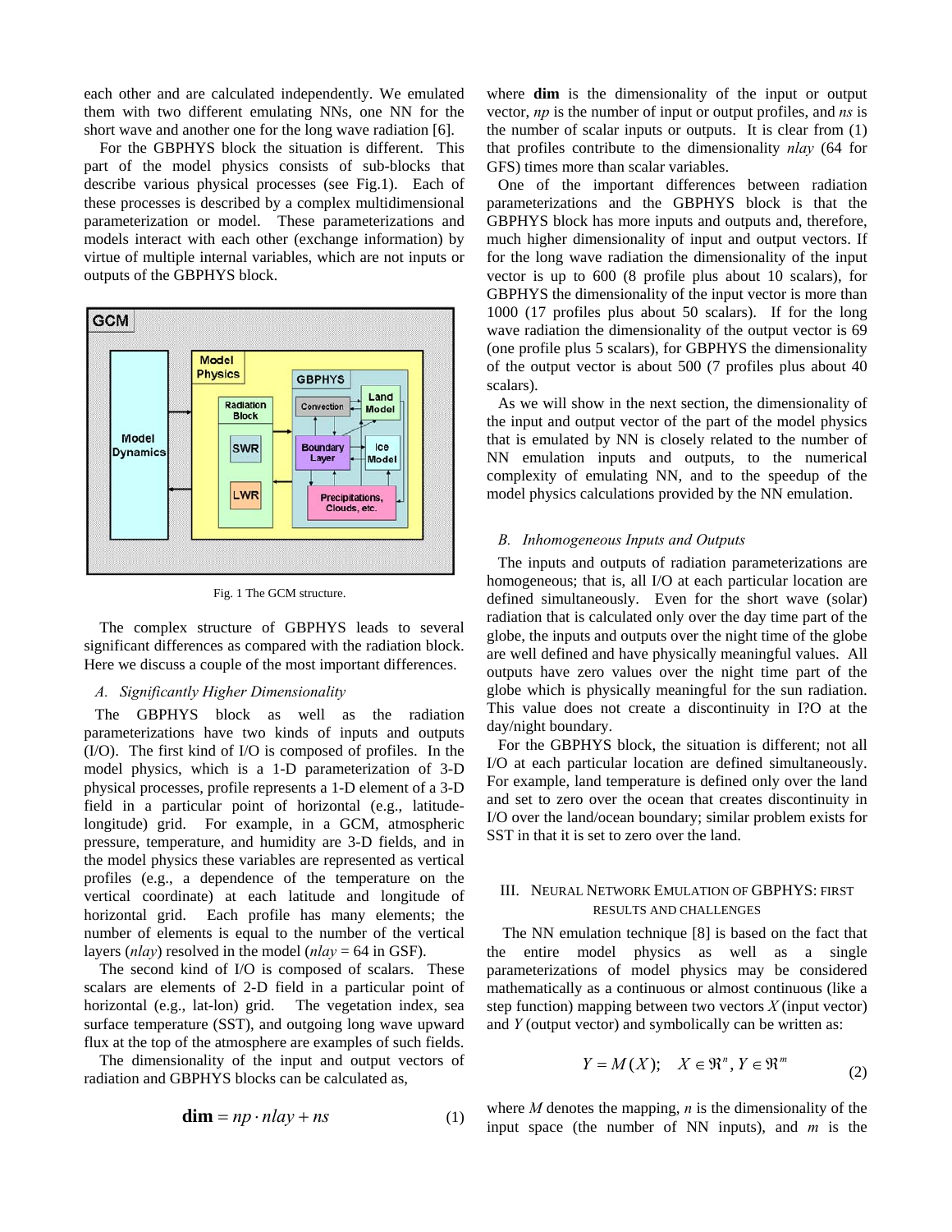each other and are calculated independently. We emulated them with two different emulating NNs, one NN for the short wave and another one for the long wave radiation [6].

For the GBPHYS block the situation is different. This part of the model physics consists of sub-blocks that describe various physical processes (see Fig.1). Each of these processes is described by a complex multidimensional parameterization or model. These parameterizations and models interact with each other (exchange information) by virtue of multiple internal variables, which are not inputs or outputs of the GBPHYS block.

Fig. 1 The GCM structure.

The complex structure of GBPHYS leads to several significant differences as compared with the radiation block. Here we discuss a couple of the most important differences.

### *A. Significantly Higher Dimensionality*

The GBPHYS block as well as the radiation parameterizations have two kinds of inputs and outputs (I/O). The first kind of I/O is composed of profiles. In the model physics, which is a 1-D parameterization of 3-D physical processes, profile represents a 1-D element of a 3-D field in a particular point of horizontal (e.g., latitude-longitude) grid. For example, in a GCM, atmospheric pressure, temperature, and humidity are 3-D fields, and in the model physics these variables are represented as vertical profiles (e.g., a dependence of the temperature on the vertical coordinate) at each latitude and longitude of horizontal grid. Each profile has many elements; the number of elements is equal to the number of the vertical layers (*nlay*) resolved in the model (*nlay* = 64 in GSF).

The second kind of I/O is composed of scalars. These scalars are elements of 2-D field in a particular point of horizontal (e.g., lat-lon) grid. The vegetation index, sea surface temperature (SST), and outgoing long wave upward flux at the top of the atmosphere are examples of such fields.

The dimensionality of the input and output vectors of radiation and GBPHYS blocks can be calculated as,

$$\mathbf{dim} = np \cdot nlay + ns \tag{1}$$

where **dim** is the dimensionality of the input or output vector, *np* is the number of input or output profiles, and *ns* is the number of scalar inputs or outputs. It is clear from (1) that profiles contribute to the dimensionality *nlay* (64 for GFS) times more than scalar variables.

One of the important differences between radiation parameterizations and the GBPHYS block is that the GBPHYS block has more inputs and outputs and, therefore, much higher dimensionality of input and output vectors. If for the long wave radiation the dimensionality of the input vector is up to 600 (8 profile plus about 10 scalars), for GBPHYS the dimensionality of the input vector is more than 1000 (17 profiles plus about 50 scalars). If for the long wave radiation the dimensionality of the output vector is 69 (one profile plus 5 scalars), for GBPHYS the dimensionality of the output vector is about 500 (7 profiles plus about 40 scalars).

As we will show in the next section, the dimensionality of the input and output vector of the part of the model physics that is emulated by NN is closely related to the number of NN emulation inputs and outputs, to the numerical complexity of emulating NN, and to the speedup of the model physics calculations provided by the NN emulation.

### *B. Inhomogeneous Inputs and Outputs*

The inputs and outputs of radiation parameterizations are homogeneous; that is, all I/O at each particular location are defined simultaneously. Even for the short wave (solar) radiation that is calculated only over the day time part of the globe, the inputs and outputs over the night time of the globe are well defined and have physically meaningful values. All outputs have zero values over the night time part of the globe which is physically meaningful for the sun radiation. This value does not create a discontinuity in I?O at the day/night boundary.

For the GBPHYS block, the situation is different; not all I/O at each particular location are defined simultaneously. For example, land temperature is defined only over the land and set to zero over the ocean that creates discontinuity in I/O over the land/ocean boundary; similar problem exists for SST in that it is set to zero over the land.

## III. Neural Network Emulation of GBPHYS: First Results and Challenges

The NN emulation technique [8] is based on the fact that the entire model physics as well as a single parameterizations of model physics may be considered mathematically as a continuous or almost continuous (like a step function) mapping between two vectors *X* (input vector) and *Y* (output vector) and symbolically can be written as:

$$Y = M(X); \quad X \in \Re^n, Y \in \Re^m \tag{2}$$

where *M* denotes the mapping, *n* is the dimensionality of the input space (the number of NN inputs), and *m* is the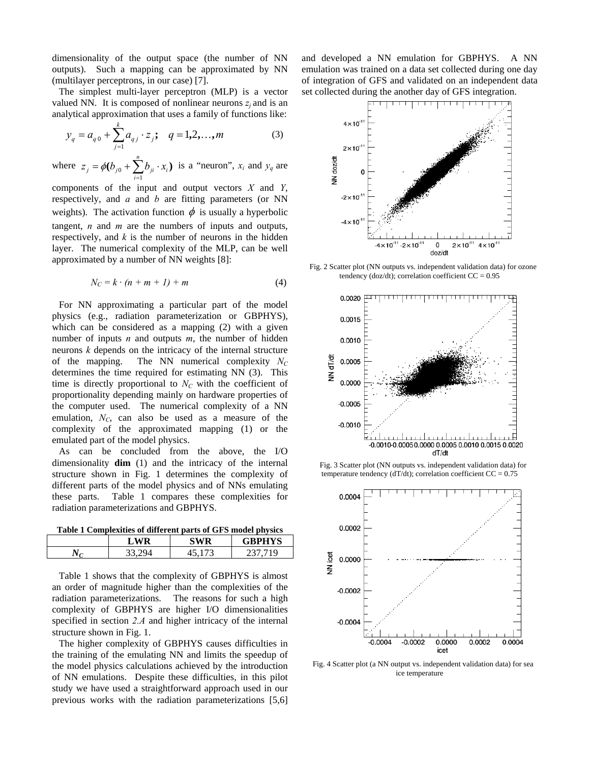dimensionality of the output space (the number of NN outputs). Such a mapping can be approximated by NN (multilayer perceptrons, in our case) [7].

The simplest multi-layer perceptron (MLP) is a vector valued NN. It is composed of nonlinear neurons $z_j$ and is an analytical approximation that uses a family of functions like:

$$y_q = a_{q0} + \sum_{j=1}^{k} a_{qj} \cdot z_j; \quad q = 1,2,\ldots,m \tag{3}$$

where $z_j = \phi(b_{j0} + \sum_{i=1}^{n} b_{ji} \cdot x_i)$ is a "neuron", $x_i$ and $y_q$ are components of the input and output vectors $X$ and $Y$, respectively, and $a$ and $b$ are fitting parameters (or NN weights). The activation function $\phi$ is usually a hyperbolic tangent, $n$ and $m$ are the numbers of inputs and outputs, respectively, and $k$ is the number of neurons in the hidden layer. The numerical complexity of the MLP, can be well approximated by a number of NN weights [8]:

$$N_C = k \cdot (n + m + 1) + m \tag{4}$$

For NN approximating a particular part of the model physics (e.g., radiation parameterization or GBPHYS), which can be considered as a mapping (2) with a given number of inputs $n$ and outputs $m$, the number of hidden neurons $k$ depends on the intricacy of the internal structure of the mapping. The NN numerical complexity $N_C$ determines the time required for estimating NN (3). This time is directly proportional to $N_C$ with the coefficient of proportionality depending mainly on hardware properties of the computer used. The numerical complexity of a NN emulation, $N_C$, can also be used as a measure of the complexity of the approximated mapping (1) or the emulated part of the model physics.

As can be concluded from the above, the I/O dimensionality **dim** (1) and the intricacy of the internal structure shown in Fig. 1 determines the complexity of different parts of the model physics and of NNs emulating these parts. Table 1 compares these complexities for radiation parameterizations and GBPHYS.

**Table 1 Complexities of different parts of GFS model physics**

| | LWR | SWR | GBPHYS |
|---|---|---|---|
| $N_C$ | 33,294 | 45,173 | 237,719 |

Table 1 shows that the complexity of GBPHYS is almost an order of magnitude higher than the complexities of the radiation parameterizations. The reasons for such a high complexity of GBPHYS are higher I/O dimensionalities specified in section *2.A* and higher intricacy of the internal structure shown in Fig. 1.

The higher complexity of GBPHYS causes difficulties in the training of the emulating NN and limits the speedup of the model physics calculations achieved by the introduction of NN emulations. Despite these difficulties, in this pilot study we have used a straightforward approach used in our previous works with the radiation parameterizations [5,6] and developed a NN emulation for GBPHYS. A NN emulation was trained on a data set collected during one day of integration of GFS and validated on an independent data set collected during the another day of GFS integration.

Fig. 2 Scatter plot (NN outputs vs. independent validation data) for ozone tendency (doz/dt); correlation coefficient CC = 0.95

Fig. 3 Scatter plot (NN outputs vs. independent validation data) for temperature tendency (dT/dt); correlation coefficient CC = 0.75

Fig. 4 Scatter plot (a NN output vs. independent validation data) for sea ice temperature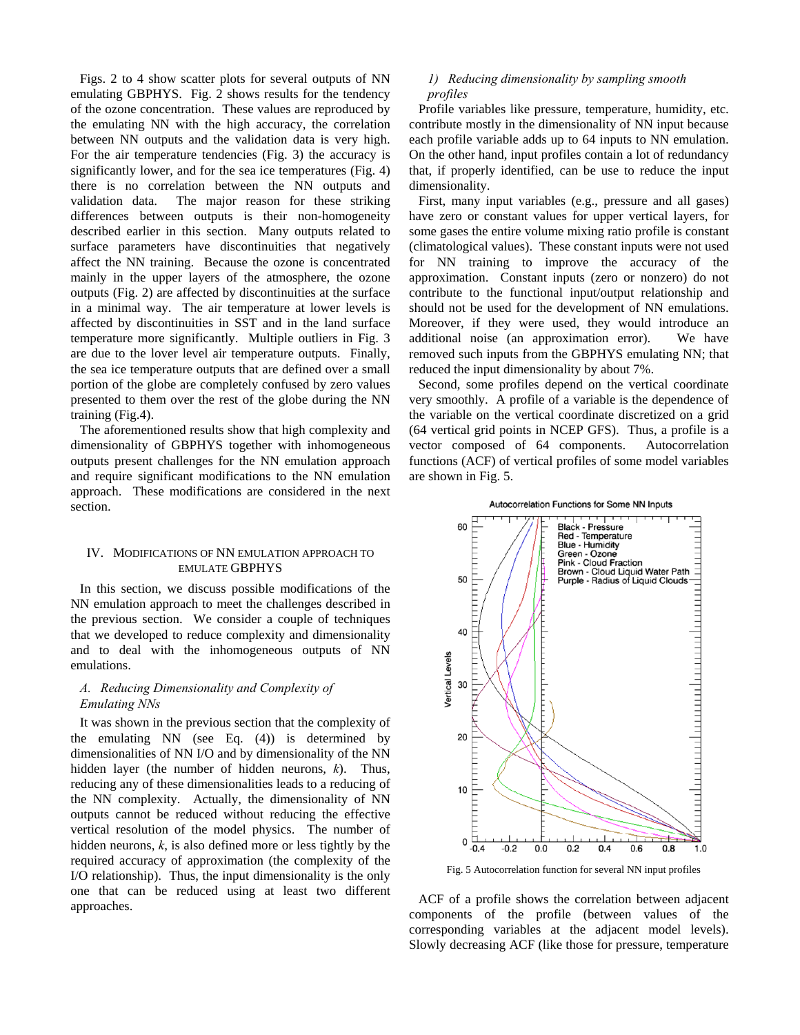Figs. 2 to 4 show scatter plots for several outputs of NN emulating GBPHYS. Fig. 2 shows results for the tendency of the ozone concentration. These values are reproduced by the emulating NN with the high accuracy, the correlation between NN outputs and the validation data is very high. For the air temperature tendencies (Fig. 3) the accuracy is significantly lower, and for the sea ice temperatures (Fig. 4) there is no correlation between the NN outputs and validation data. The major reason for these striking differences between outputs is their non-homogeneity described earlier in this section. Many outputs related to surface parameters have discontinuities that negatively affect the NN training. Because the ozone is concentrated mainly in the upper layers of the atmosphere, the ozone outputs (Fig. 2) are affected by discontinuities at the surface in a minimal way. The air temperature at lower levels is affected by discontinuities in SST and in the land surface temperature more significantly. Multiple outliers in Fig. 3 are due to the lover level air temperature outputs. Finally, the sea ice temperature outputs that are defined over a small portion of the globe are completely confused by zero values presented to them over the rest of the globe during the NN training (Fig.4).

The aforementioned results show that high complexity and dimensionality of GBPHYS together with inhomogeneous outputs present challenges for the NN emulation approach and require significant modifications to the NN emulation approach. These modifications are considered in the next section.

## IV. Modifications of NN Emulation Approach to Emulate GBPHYS

In this section, we discuss possible modifications of the NN emulation approach to meet the challenges described in the previous section. We consider a couple of techniques that we developed to reduce complexity and dimensionality and to deal with the inhomogeneous outputs of NN emulations.

### *A. Reducing Dimensionality and Complexity of Emulating NNs*

It was shown in the previous section that the complexity of the emulating NN (see Eq. (4)) is determined by dimensionalities of NN I/O and by dimensionality of the NN hidden layer (the number of hidden neurons, *k*). Thus, reducing any of these dimensionalities leads to a reducing of the NN complexity. Actually, the dimensionality of NN outputs cannot be reduced without reducing the effective vertical resolution of the model physics. The number of hidden neurons, *k*, is also defined more or less tightly by the required accuracy of approximation (the complexity of the I/O relationship). Thus, the input dimensionality is the only one that can be reduced using at least two different approaches.

#### *1) Reducing dimensionality by sampling smooth profiles*

Profile variables like pressure, temperature, humidity, etc. contribute mostly in the dimensionality of NN input because each profile variable adds up to 64 inputs to NN emulation. On the other hand, input profiles contain a lot of redundancy that, if properly identified, can be use to reduce the input dimensionality.

First, many input variables (e.g., pressure and all gases) have zero or constant values for upper vertical layers, for some gases the entire volume mixing ratio profile is constant (climatological values). These constant inputs were not used for NN training to improve the accuracy of the approximation. Constant inputs (zero or nonzero) do not contribute to the functional input/output relationship and should not be used for the development of NN emulations. Moreover, if they were used, they would introduce an additional noise (an approximation error). We have removed such inputs from the GBPHYS emulating NN; that reduced the input dimensionality by about 7%.

Second, some profiles depend on the vertical coordinate very smoothly. A profile of a variable is the dependence of the variable on the vertical coordinate discretized on a grid (64 vertical grid points in NCEP GFS). Thus, a profile is a vector composed of 64 components. Autocorrelation functions (ACF) of vertical profiles of some model variables are shown in Fig. 5.

Fig. 5 Autocorrelation function for several NN input profiles

ACF of a profile shows the correlation between adjacent components of the profile (between values of the corresponding variables at the adjacent model levels). Slowly decreasing ACF (like those for pressure, temperature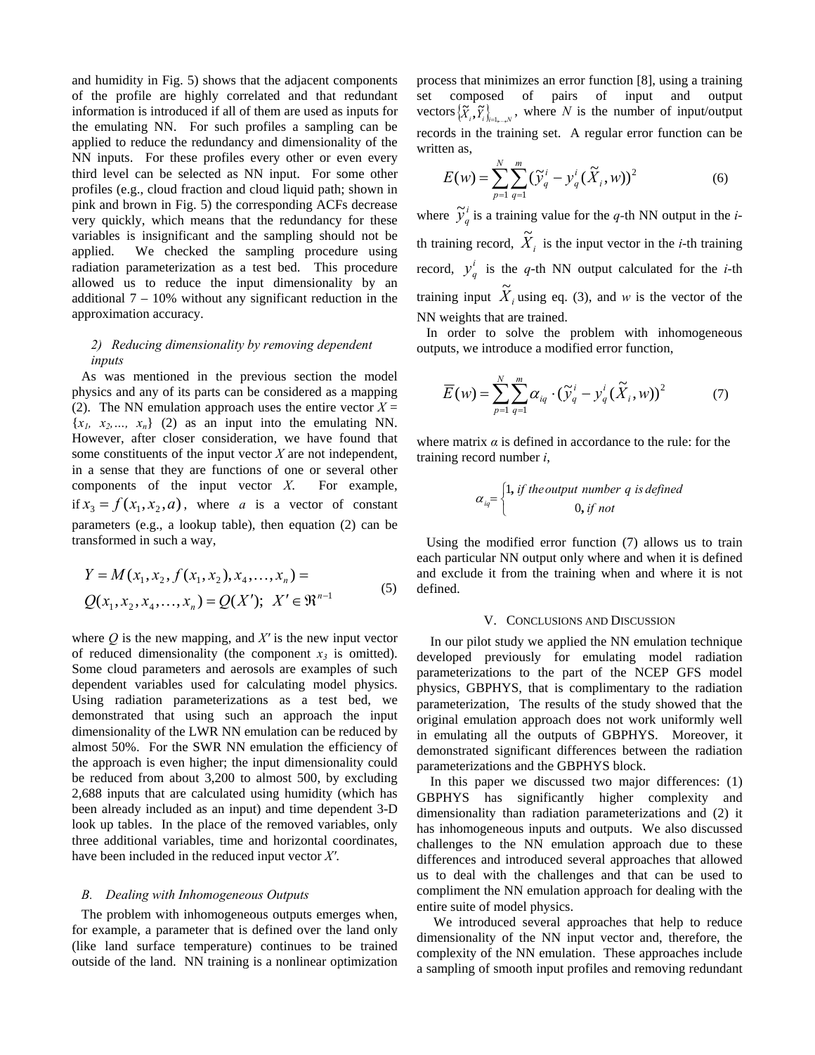and humidity in Fig. 5) shows that the adjacent components of the profile are highly correlated and that redundant information is introduced if all of them are used as inputs for the emulating NN. For such profiles a sampling can be applied to reduce the redundancy and dimensionality of the NN inputs. For these profiles every other or even every third level can be selected as NN input. For some other profiles (e.g., cloud fraction and cloud liquid path; shown in pink and brown in Fig. 5) the corresponding ACFs decrease very quickly, which means that the redundancy for these variables is insignificant and the sampling should not be applied. We checked the sampling procedure using radiation parameterization as a test bed. This procedure allowed us to reduce the input dimensionality by an additional 7 – 10% without any significant reduction in the approximation accuracy.

#### 2) Reducing dimensionality by removing dependent inputs

As was mentioned in the previous section the model physics and any of its parts can be considered as a mapping (2). The NN emulation approach uses the entire vector $X = \{x_1, x_2, \ldots, x_n\}$ (2) as an input into the emulating NN. However, after closer consideration, we have found that some constituents of the input vector $X$ are not independent, in a sense that they are functions of one or several other components of the input vector $X$. For example, if $x_3 = f(x_1, x_2, a)$, where $a$ is a vector of constant parameters (e.g., a lookup table), then equation (2) can be transformed in such a way,

$$
\begin{aligned}
Y &= M(x_1, x_2, f(x_1, x_2), x_4, \ldots, x_n) = \\
&Q(x_1, x_2, x_4, \ldots, x_n) = Q(X'); \;\; X' \in \Re^{n-1}
\end{aligned}
\tag{5}
$$

where $Q$ is the new mapping, and $X'$ is the new input vector of reduced dimensionality (the component $x_3$ is omitted). Some cloud parameters and aerosols are examples of such dependent variables used for calculating model physics. Using radiation parameterizations as a test bed, we demonstrated that using such an approach the input dimensionality of the LWR NN emulation can be reduced by almost 50%. For the SWR NN emulation the efficiency of the approach is even higher; the input dimensionality could be reduced from about 3,200 to almost 500, by excluding 2,688 inputs that are calculated using humidity (which has been already included as an input) and time dependent 3-D look up tables. In the place of the removed variables, only three additional variables, time and horizontal coordinates, have been included in the reduced input vector $X'$.

### B. Dealing with Inhomogeneous Outputs

The problem with inhomogeneous outputs emerges when, for example, a parameter that is defined over the land only (like land surface temperature) continues to be trained outside of the land. NN training is a nonlinear optimization process that minimizes an error function [8], using a training set composed of pairs of input and output vectors $\{\tilde{X}_i, \tilde{Y}_i\}_{i=1,\ldots,N}$, where $N$ is the number of input/output records in the training set. A regular error function can be written as,

$$
E(w) = \sum_{p=1}^{N} \sum_{q=1}^{m} (\tilde{y}_q^i - y_q^i(\tilde{X}_i, w))^2 \tag{6}
$$

where $\tilde{y}_q^i$ is a training value for the $q$-th NN output in the $i$-th training record, $\tilde{X}_i$ is the input vector in the $i$-th training record, $y_q^i$ is the $q$-th NN output calculated for the $i$-th training input $\tilde{X}_i$ using eq. (3), and $w$ is the vector of the NN weights that are trained.

In order to solve the problem with inhomogeneous outputs, we introduce a modified error function,

$$
\overline{E}(w) = \sum_{p=1}^{N} \sum_{q=1}^{m} \alpha_{iq} \cdot (\tilde{y}_q^i - y_q^i(\tilde{X}_i, w))^2 \tag{7}
$$

where matrix $\alpha$ is defined in accordance to the rule: for the training record number $i$,

$$
\alpha_{iq} = \begin{cases} 1, & \text{if the output number } q \text{ is defined} \\ 0, & \text{if not} \end{cases}
$$

Using the modified error function (7) allows us to train each particular NN output only where and when it is defined and exclude it from the training when and where it is not defined.

## V. Conclusions and Discussion

In our pilot study we applied the NN emulation technique developed previously for emulating model radiation parameterizations to the part of the NCEP GFS model physics, GBPHYS, that is complimentary to the radiation parameterization, The results of the study showed that the original emulation approach does not work uniformly well in emulating all the outputs of GBPHYS. Moreover, it demonstrated significant differences between the radiation parameterizations and the GBPHYS block.

In this paper we discussed two major differences: (1) GBPHYS has significantly higher complexity and dimensionality than radiation parameterizations and (2) it has inhomogeneous inputs and outputs. We also discussed challenges to the NN emulation approach due to these differences and introduced several approaches that allowed us to deal with the challenges and that can be used to compliment the NN emulation approach for dealing with the entire suite of model physics.

We introduced several approaches that help to reduce dimensionality of the NN input vector and, therefore, the complexity of the NN emulation. These approaches include a sampling of smooth input profiles and removing redundant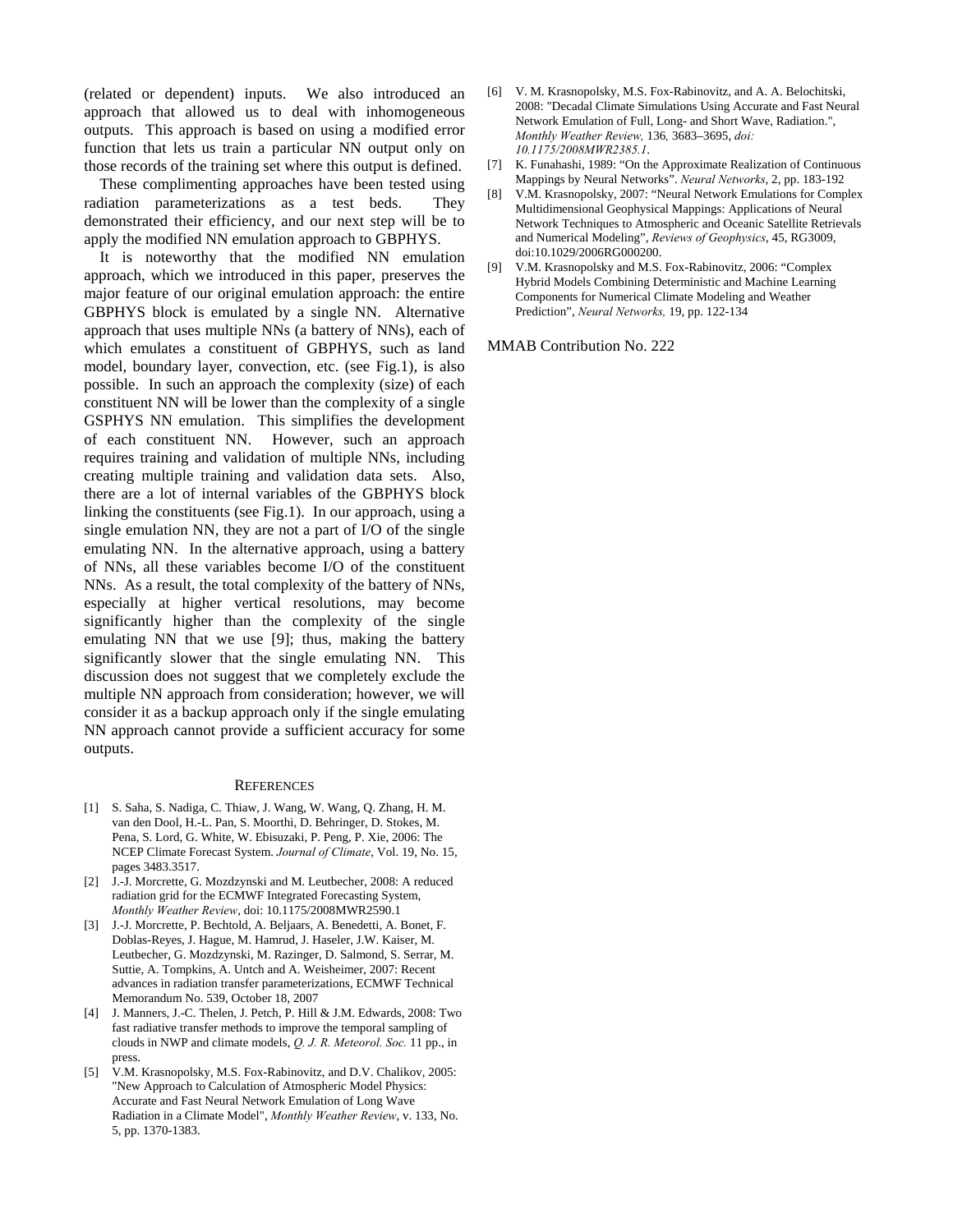(related or dependent) inputs. We also introduced an approach that allowed us to deal with inhomogeneous outputs. This approach is based on using a modified error function that lets us train a particular NN output only on those records of the training set where this output is defined.

These complimenting approaches have been tested using radiation parameterizations as a test beds. They demonstrated their efficiency, and our next step will be to apply the modified NN emulation approach to GBPHYS.

It is noteworthy that the modified NN emulation approach, which we introduced in this paper, preserves the major feature of our original emulation approach: the entire GBPHYS block is emulated by a single NN. Alternative approach that uses multiple NNs (a battery of NNs), each of which emulates a constituent of GBPHYS, such as land model, boundary layer, convection, etc. (see Fig.1), is also possible. In such an approach the complexity (size) of each constituent NN will be lower than the complexity of a single GSPHYS NN emulation. This simplifies the development of each constituent NN. However, such an approach requires training and validation of multiple NNs, including creating multiple training and validation data sets. Also, there are a lot of internal variables of the GBPHYS block linking the constituents (see Fig.1). In our approach, using a single emulation NN, they are not a part of I/O of the single emulating NN. In the alternative approach, using a battery of NNs, all these variables become I/O of the constituent NNs. As a result, the total complexity of the battery of NNs, especially at higher vertical resolutions, may become significantly higher than the complexity of the single emulating NN that we use [9]; thus, making the battery significantly slower that the single emulating NN. This discussion does not suggest that we completely exclude the multiple NN approach from consideration; however, we will consider it as a backup approach only if the single emulating NN approach cannot provide a sufficient accuracy for some outputs.

## References

[1] S. Saha, S. Nadiga, C. Thiaw, J. Wang, W. Wang, Q. Zhang, H. M. van den Dool, H.-L. Pan, S. Moorthi, D. Behringer, D. Stokes, M. Pena, S. Lord, G. White, W. Ebisuzaki, P. Peng, P. Xie, 2006: The NCEP Climate Forecast System. *Journal of Climate*, Vol. 19, No. 15, pages 3483.3517.

[2] J.-J. Morcrette, G. Mozdzynski and M. Leutbecher, 2008: A reduced radiation grid for the ECMWF Integrated Forecasting System, *Monthly Weather Review*, doi: 10.1175/2008MWR2590.1

[3] J.-J. Morcrette, P. Bechtold, A. Beljaars, A. Benedetti, A. Bonet, F. Doblas-Reyes, J. Hague, M. Hamrud, J. Haseler, J.W. Kaiser, M. Leutbecher, G. Mozdzynski, M. Razinger, D. Salmond, S. Serrar, M. Suttie, A. Tompkins, A. Untch and A. Weisheimer, 2007: Recent advances in radiation transfer parameterizations, ECMWF Technical Memorandum No. 539, October 18, 2007

[4] J. Manners, J.-C. Thelen, J. Petch, P. Hill & J.M. Edwards, 2008: Two fast radiative transfer methods to improve the temporal sampling of clouds in NWP and climate models, *Q. J. R. Meteorol. Soc.* 11 pp., in press.

[5] V.M. Krasnopolsky, M.S. Fox-Rabinovitz, and D.V. Chalikov, 2005: "New Approach to Calculation of Atmospheric Model Physics: Accurate and Fast Neural Network Emulation of Long Wave Radiation in a Climate Model", *Monthly Weather Review*, v. 133, No. 5, pp. 1370-1383.

[6] V. M. Krasnopolsky, M.S. Fox-Rabinovitz, and A. A. Belochitski, 2008: "Decadal Climate Simulations Using Accurate and Fast Neural Network Emulation of Full, Long- and Short Wave, Radiation.", *Monthly Weather Review,* 136, 3683–3695, *doi: 10.1175/2008MWR2385.1*.

[7] K. Funahashi, 1989: "On the Approximate Realization of Continuous Mappings by Neural Networks". *Neural Networks*, 2, pp. 183-192

[8] V.M. Krasnopolsky, 2007: "Neural Network Emulations for Complex Multidimensional Geophysical Mappings: Applications of Neural Network Techniques to Atmospheric and Oceanic Satellite Retrievals and Numerical Modeling", *Reviews of Geophysics*, 45, RG3009, doi:10.1029/2006RG000200.

[9] V.M. Krasnopolsky and M.S. Fox-Rabinovitz, 2006: "Complex Hybrid Models Combining Deterministic and Machine Learning Components for Numerical Climate Modeling and Weather Prediction", *Neural Networks,* 19, pp. 122-134

MMAB Contribution No. 222